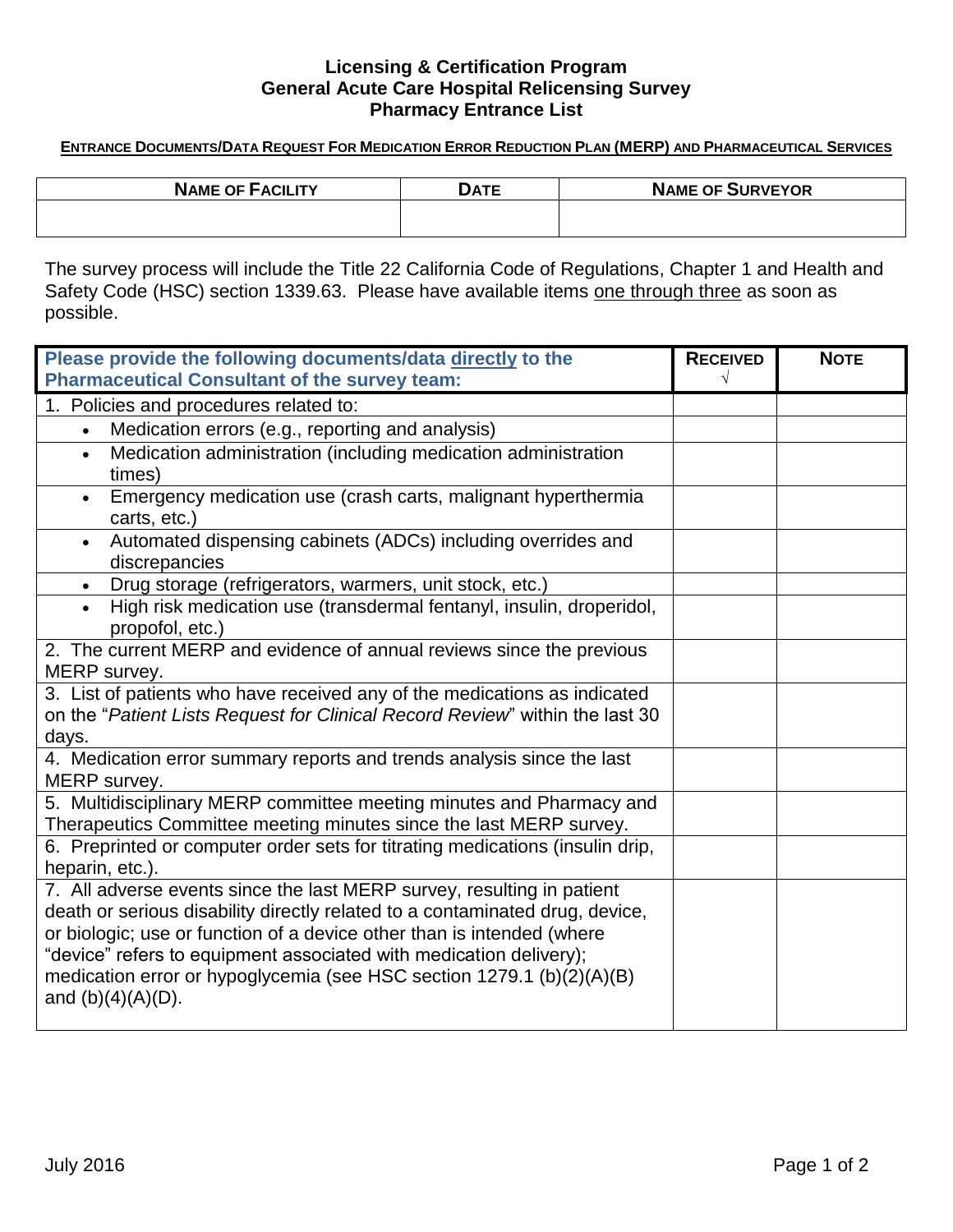# Licensing & Certification Program
## General Acute Care Hospital Relicensing Survey
## Pharmacy Entrance List

**ENTRANCE DOCUMENTS/DATA REQUEST FOR MEDICATION ERROR REDUCTION PLAN (MERP) AND PHARMACEUTICAL SERVICES**

| NAME OF FACILITY | DATE | NAME OF SURVEYOR |
|---|---|---|
| | | |

The survey process will include the Title 22 California Code of Regulations, Chapter 1 and Health and Safety Code (HSC) section 1339.63. Please have available items one through three as soon as possible.

| Please provide the following documents/data directly to the Pharmaceutical Consultant of the survey team: | RECEIVED √ | NOTE |
|---|---|---|
| 1. Policies and procedures related to: | | |
| • Medication errors (e.g., reporting and analysis) | | |
| • Medication administration (including medication administration times) | | |
| • Emergency medication use (crash carts, malignant hyperthermia carts, etc.) | | |
| • Automated dispensing cabinets (ADCs) including overrides and discrepancies | | |
| • Drug storage (refrigerators, warmers, unit stock, etc.) | | |
| • High risk medication use (transdermal fentanyl, insulin, droperidol, propofol, etc.) | | |
| 2. The current MERP and evidence of annual reviews since the previous MERP survey. | | |
| 3. List of patients who have received any of the medications as indicated on the "*Patient Lists Request for Clinical Record Review*" within the last 30 days. | | |
| 4. Medication error summary reports and trends analysis since the last MERP survey. | | |
| 5. Multidisciplinary MERP committee meeting minutes and Pharmacy and Therapeutics Committee meeting minutes since the last MERP survey. | | |
| 6. Preprinted or computer order sets for titrating medications (insulin drip, heparin, etc.). | | |
| 7. All adverse events since the last MERP survey, resulting in patient death or serious disability directly related to a contaminated drug, device, or biologic; use or function of a device other than is intended (where "device" refers to equipment associated with medication delivery); medication error or hypoglycemia (see HSC section 1279.1 (b)(2)(A)(B) and (b)(4)(A)(D). | | |

July 2016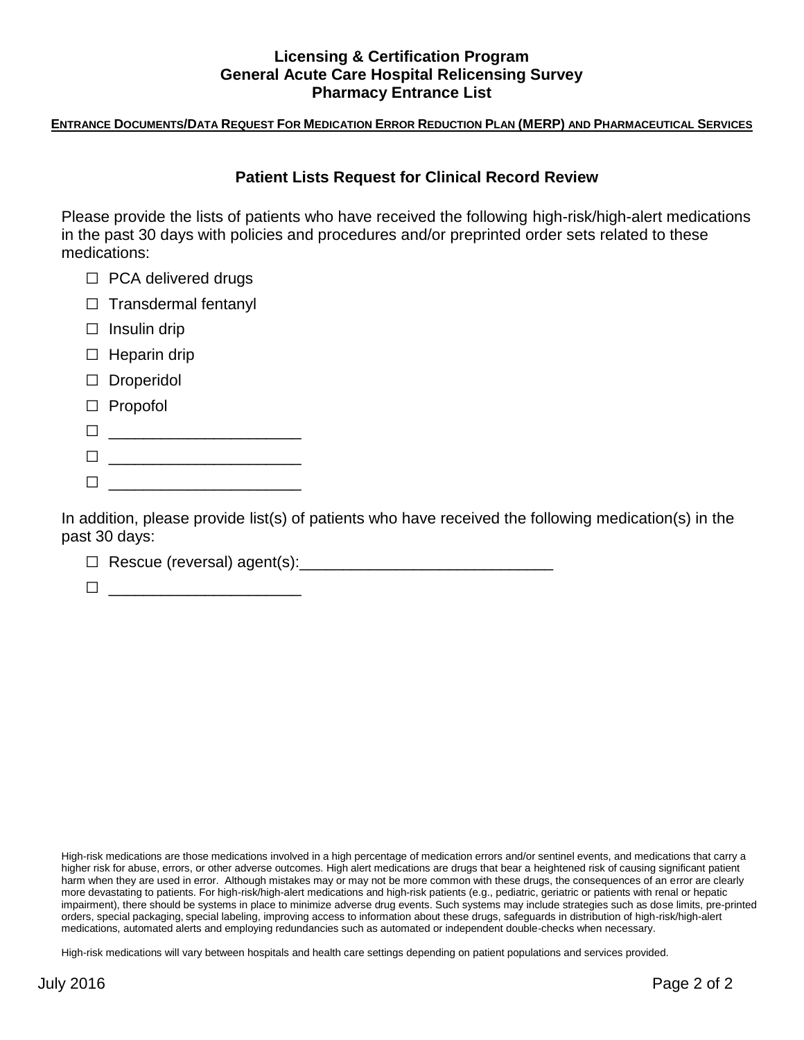**Licensing & Certification Program**
**General Acute Care Hospital Relicensing Survey**
**Pharmacy Entrance List**

**ENTRANCE DOCUMENTS/DATA REQUEST FOR MEDICATION ERROR REDUCTION PLAN (MERP) AND PHARMACEUTICAL SERVICES**

### Patient Lists Request for Clinical Record Review

Please provide the lists of patients who have received the following high-risk/high-alert medications in the past 30 days with policies and procedures and/or preprinted order sets related to these medications:

- ☐ PCA delivered drugs
- ☐ Transdermal fentanyl
- ☐ Insulin drip
- ☐ Heparin drip
- ☐ Droperidol
- ☐ Propofol
- ☐ ______________________
- ☐ ______________________
- ☐ ______________________

In addition, please provide list(s) of patients who have received the following medication(s) in the past 30 days:

- ☐ Rescue (reversal) agent(s):_____________________________
- ☐ ______________________

High-risk medications are those medications involved in a high percentage of medication errors and/or sentinel events, and medications that carry a higher risk for abuse, errors, or other adverse outcomes. High alert medications are drugs that bear a heightened risk of causing significant patient harm when they are used in error. Although mistakes may or may not be more common with these drugs, the consequences of an error are clearly more devastating to patients. For high-risk/high-alert medications and high-risk patients (e.g., pediatric, geriatric or patients with renal or hepatic impairment), there should be systems in place to minimize adverse drug events. Such systems may include strategies such as dose limits, pre-printed orders, special packaging, special labeling, improving access to information about these drugs, safeguards in distribution of high-risk/high-alert medications, automated alerts and employing redundancies such as automated or independent double-checks when necessary.

High-risk medications will vary between hospitals and health care settings depending on patient populations and services provided.

July 2016